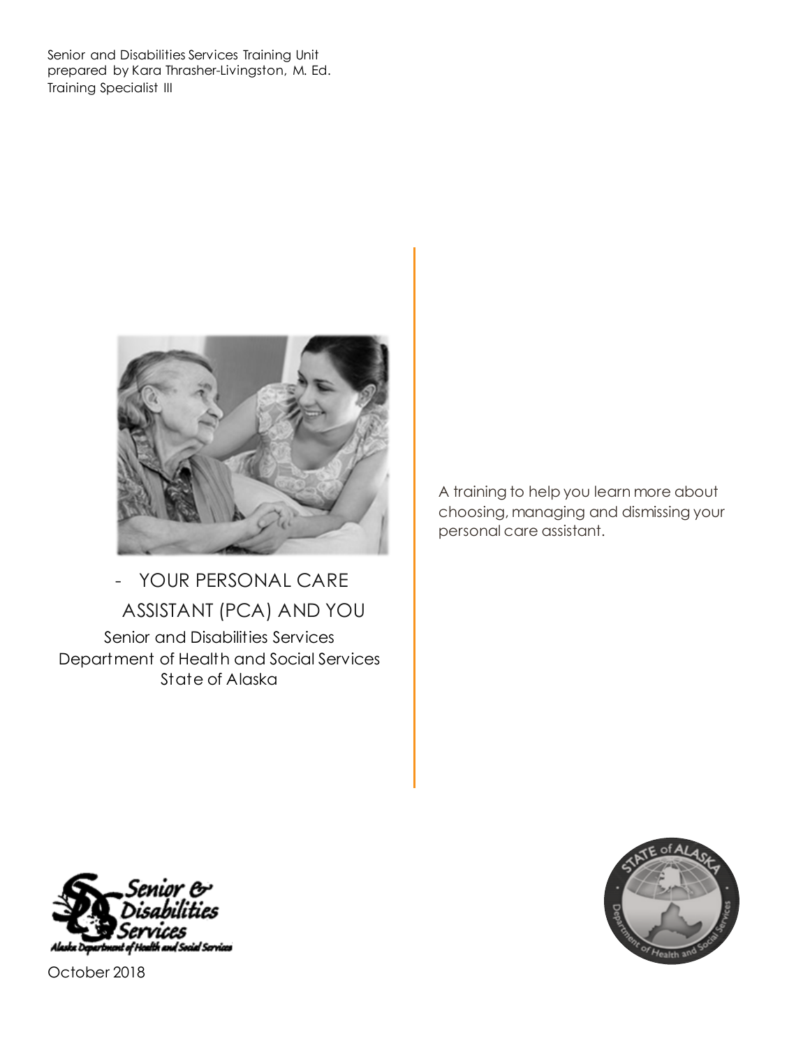Senior and Disabilities Services Training Unit
prepared by Kara Thrasher-Livingston, M. Ed.
Training Specialist III

# - YOUR PERSONAL CARE ASSISTANT (PCA) AND YOU

Senior and Disabilities Services
Department of Health and Social Services
State of Alaska

A training to help you learn more about choosing, managing and dismissing your personal care assistant.

October 2018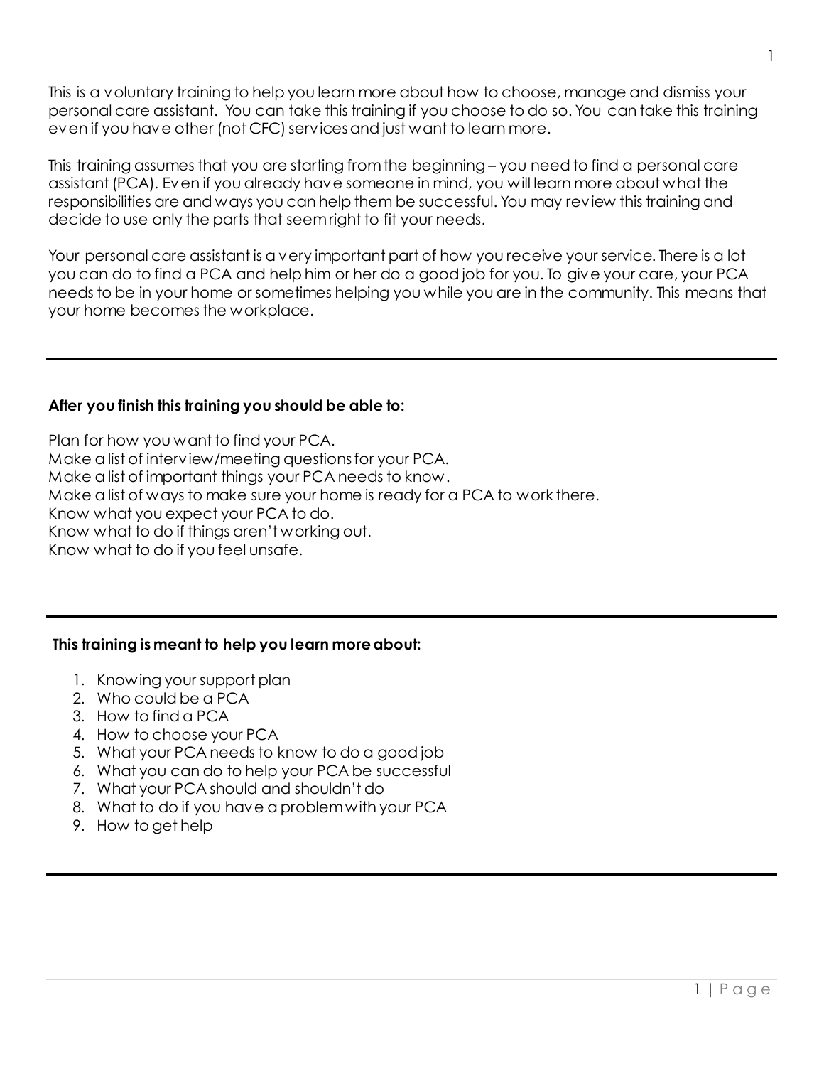This is a voluntary training to help you learn more about how to choose, manage and dismiss your personal care assistant. You can take this training if you choose to do so. You can take this training even if you have other (not CFC) services and just want to learn more.

This training assumes that you are starting from the beginning – you need to find a personal care assistant (PCA). Even if you already have someone in mind, you will learn more about what the responsibilities are and ways you can help them be successful. You may review this training and decide to use only the parts that seem right to fit your needs.

Your personal care assistant is a very important part of how you receive your service. There is a lot you can do to find a PCA and help him or her do a good job for you. To give your care, your PCA needs to be in your home or sometimes helping you while you are in the community. This means that your home becomes the workplace.

---

**After you finish this training you should be able to:**

Plan for how you want to find your PCA.
Make a list of interview/meeting questions for your PCA.
Make a list of important things your PCA needs to know.
Make a list of ways to make sure your home is ready for a PCA to work there.
Know what you expect your PCA to do.
Know what to do if things aren't working out.
Know what to do if you feel unsafe.

---

**This training is meant to help you learn more about:**

1. Knowing your support plan
2. Who could be a PCA
3. How to find a PCA
4. How to choose your PCA
5. What your PCA needs to know to do a good job
6. What you can do to help your PCA be successful
7. What your PCA should and shouldn't do
8. What to do if you have a problem with your PCA
9. How to get help

---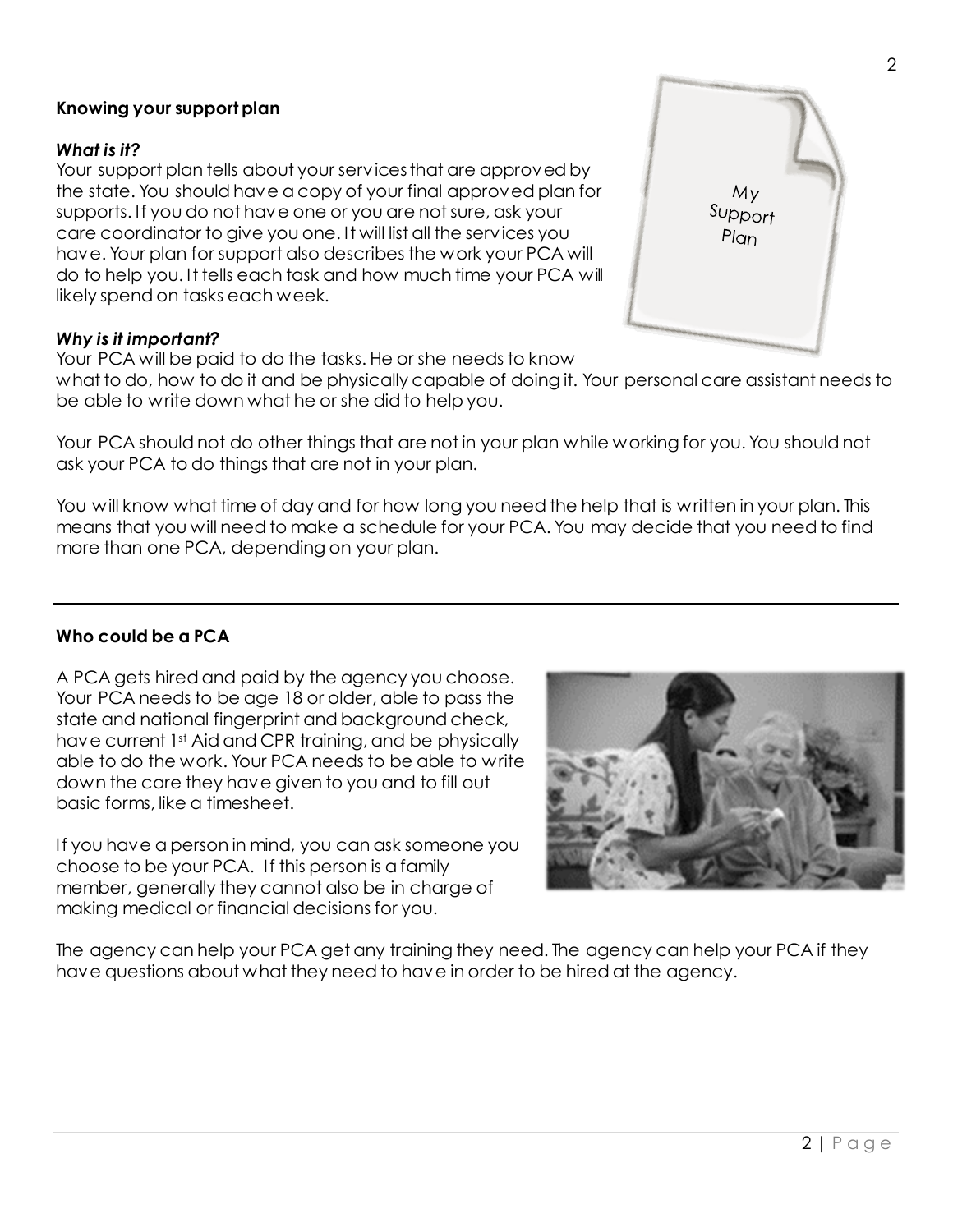### Knowing your support plan

***What is it?***

Your support plan tells about your services that are approved by the state. You should have a copy of your final approved plan for supports. If you do not have one or you are not sure, ask your care coordinator to give you one. It will list all the services you have. Your plan for support also describes the work your PCA will do to help you. It tells each task and how much time your PCA will likely spend on tasks each week.

***Why is it important?***

Your PCA will be paid to do the tasks. He or she needs to know what to do, how to do it and be physically capable of doing it. Your personal care assistant needs to be able to write down what he or she did to help you.

Your PCA should not do other things that are not in your plan while working for you. You should not ask your PCA to do things that are not in your plan.

You will know what time of day and for how long you need the help that is written in your plan. This means that you will need to make a schedule for your PCA. You may decide that you need to find more than one PCA, depending on your plan.

---

### Who could be a PCA

A PCA gets hired and paid by the agency you choose. Your PCA needs to be age 18 or older, able to pass the state and national fingerprint and background check, have current 1st Aid and CPR training, and be physically able to do the work. Your PCA needs to be able to write down the care they have given to you and to fill out basic forms, like a timesheet.

If you have a person in mind, you can ask someone you choose to be your PCA. If this person is a family member, generally they cannot also be in charge of making medical or financial decisions for you.

The agency can help your PCA get any training they need. The agency can help your PCA if they have questions about what they need to have in order to be hired at the agency.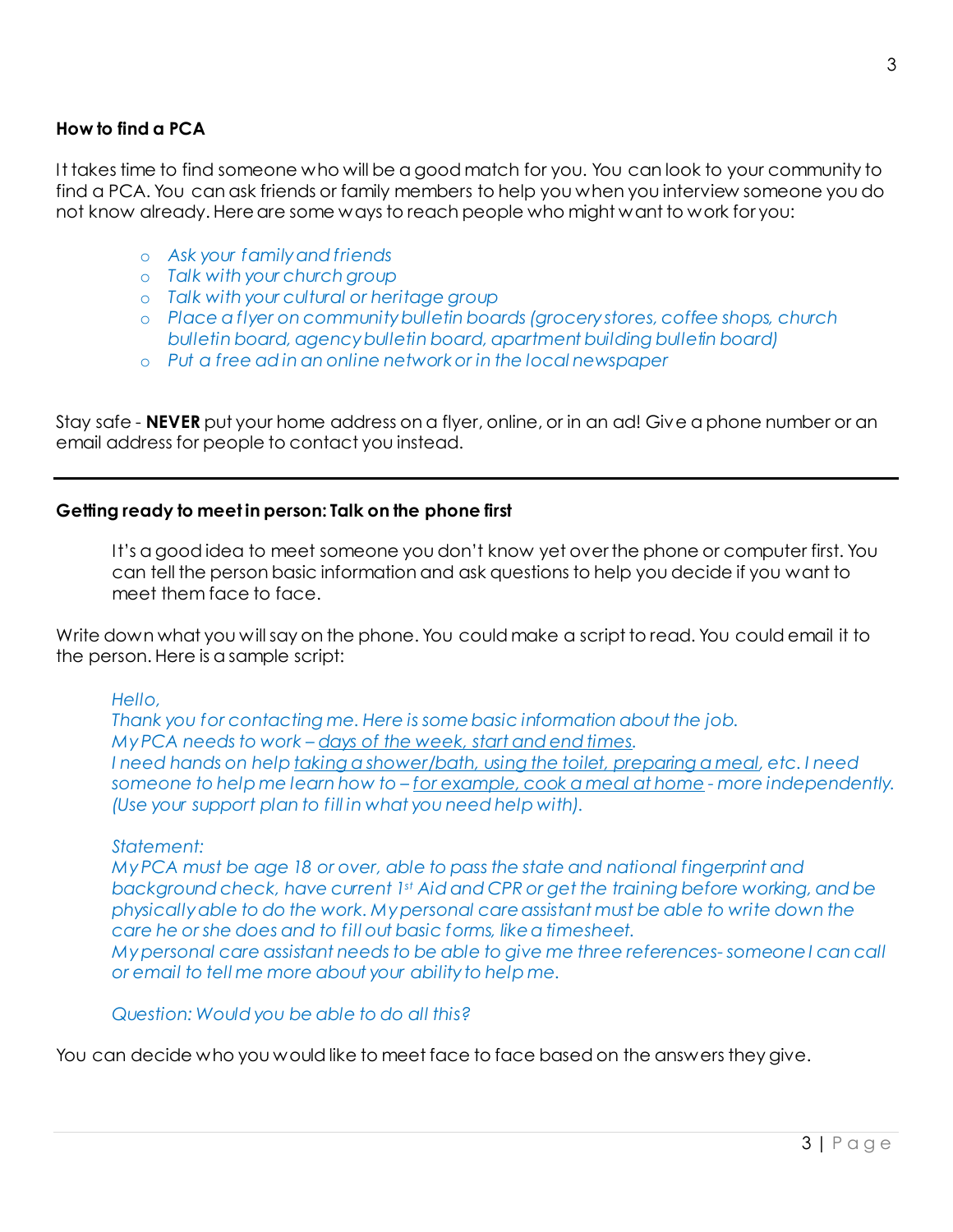**How to find a PCA**

It takes time to find someone who will be a good match for you. You can look to your community to find a PCA. You can ask friends or family members to help you when you interview someone you do not know already. Here are some ways to reach people who might want to work for you:

- *Ask your family and friends*
- *Talk with your church group*
- *Talk with your cultural or heritage group*
- *Place a flyer on community bulletin boards (grocery stores, coffee shops, church bulletin board, agency bulletin board, apartment building bulletin board)*
- *Put a free ad in an online network or in the local newspaper*

Stay safe - **NEVER** put your home address on a flyer, online, or in an ad! Give a phone number or an email address for people to contact you instead.

---

**Getting ready to meet in person: Talk on the phone first**

It's a good idea to meet someone you don't know yet over the phone or computer first. You can tell the person basic information and ask questions to help you decide if you want to meet them face to face.

Write down what you will say on the phone. You could make a script to read. You could email it to the person. Here is a sample script:

*Hello,*
*Thank you for contacting me. Here is some basic information about the job.*
*My PCA needs to work – days of the week, start and end times.*
*I need hands on help taking a shower/bath, using the toilet, preparing a meal, etc. I need someone to help me learn how to – for example, cook a meal at home - more independently. (Use your support plan to fill in what you need help with).*

*Statement:*
*My PCA must be age 18 or over, able to pass the state and national fingerprint and background check, have current 1st Aid and CPR or get the training before working, and be physically able to do the work. My personal care assistant must be able to write down the care he or she does and to fill out basic forms, like a timesheet.*
*My personal care assistant needs to be able to give me three references- someone I can call or email to tell me more about your ability to help me.*

*Question: Would you be able to do all this?*

You can decide who you would like to meet face to face based on the answers they give.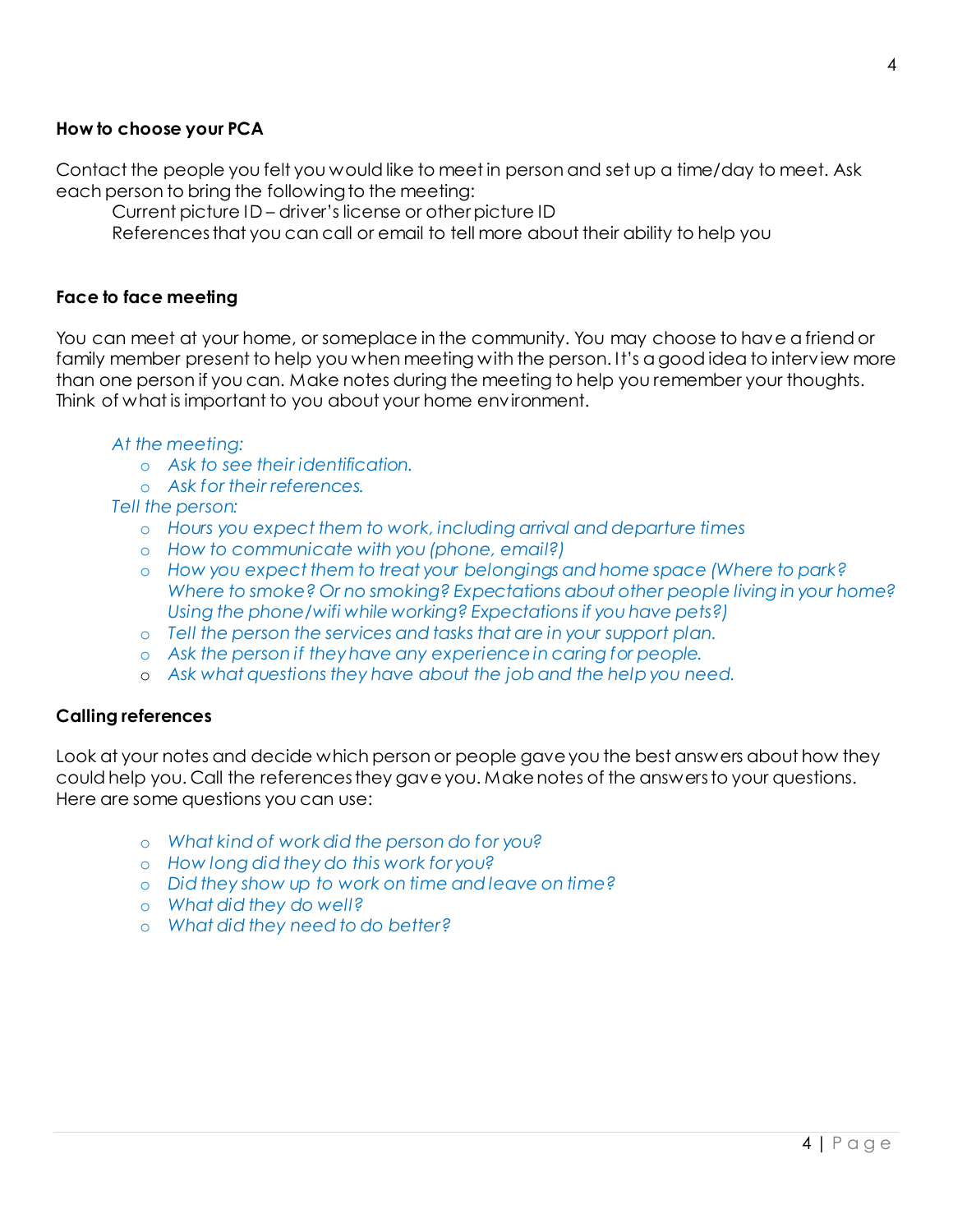**How to choose your PCA**

Contact the people you felt you would like to meet in person and set up a time/day to meet. Ask each person to bring the following to the meeting:

Current picture ID – driver's license or other picture ID
References that you can call or email to tell more about their ability to help you

**Face to face meeting**

You can meet at your home, or someplace in the community. You may choose to have a friend or family member present to help you when meeting with the person. It's a good idea to interview more than one person if you can. Make notes during the meeting to help you remember your thoughts. Think of what is important to you about your home environment.

*At the meeting:*

- *Ask to see their identification.*
- *Ask for their references.*

*Tell the person:*

- *Hours you expect them to work, including arrival and departure times*
- *How to communicate with you (phone, email?)*
- *How you expect them to treat your belongings and home space (Where to park? Where to smoke? Or no smoking? Expectations about other people living in your home? Using the phone/wifi while working? Expectations if you have pets?)*
- *Tell the person the services and tasks that are in your support plan.*
- *Ask the person if they have any experience in caring for people.*
- *Ask what questions they have about the job and the help you need.*

**Calling references**

Look at your notes and decide which person or people gave you the best answers about how they could help you. Call the references they gave you. Make notes of the answers to your questions. Here are some questions you can use:

- *What kind of work did the person do for you?*
- *How long did they do this work for you?*
- *Did they show up to work on time and leave on time?*
- *What did they do well?*
- *What did they need to do better?*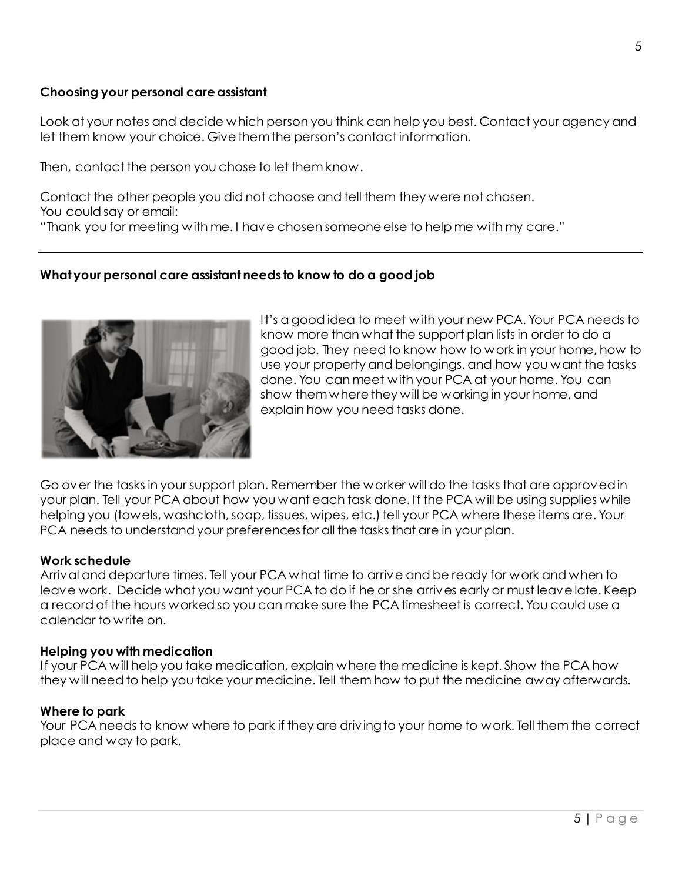**Choosing your personal care assistant**

Look at your notes and decide which person you think can help you best. Contact your agency and let them know your choice. Give them the person's contact information.

Then, contact the person you chose to let them know.

Contact the other people you did not choose and tell them they were not chosen.
You could say or email:
"Thank you for meeting with me. I have chosen someone else to help me with my care."

---

**What your personal care assistant needs to know to do a good job**

It's a good idea to meet with your new PCA. Your PCA needs to know more than what the support plan lists in order to do a good job. They need to know how to work in your home, how to use your property and belongings, and how you want the tasks done. You can meet with your PCA at your home. You can show them where they will be working in your home, and explain how you need tasks done.

Go over the tasks in your support plan. Remember the worker will do the tasks that are approved in your plan. Tell your PCA about how you want each task done. If the PCA will be using supplies while helping you (towels, washcloth, soap, tissues, wipes, etc.) tell your PCA where these items are. Your PCA needs to understand your preferences for all the tasks that are in your plan.

**Work schedule**
Arrival and departure times. Tell your PCA what time to arrive and be ready for work and when to leave work. Decide what you want your PCA to do if he or she arrives early or must leave late. Keep a record of the hours worked so you can make sure the PCA timesheet is correct. You could use a calendar to write on.

**Helping you with medication**
If your PCA will help you take medication, explain where the medicine is kept. Show the PCA how they will need to help you take your medicine. Tell them how to put the medicine away afterwards.

**Where to park**
Your PCA needs to know where to park if they are driving to your home to work. Tell them the correct place and way to park.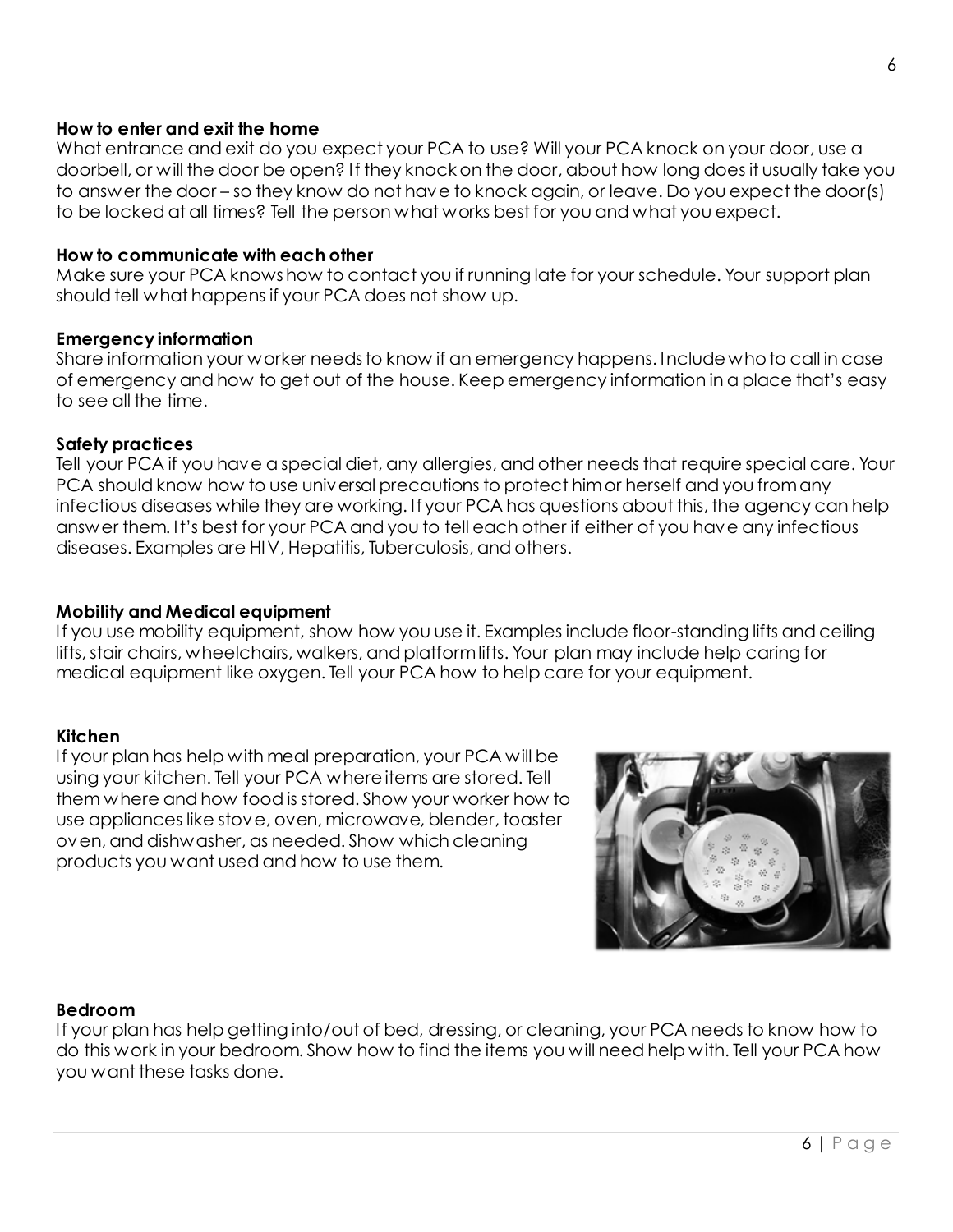**How to enter and exit the home**
What entrance and exit do you expect your PCA to use? Will your PCA knock on your door, use a doorbell, or will the door be open? If they knock on the door, about how long does it usually take you to answer the door – so they know do not have to knock again, or leave. Do you expect the door(s) to be locked at all times? Tell the person what works best for you and what you expect.

**How to communicate with each other**
Make sure your PCA knows how to contact you if running late for your schedule. Your support plan should tell what happens if your PCA does not show up.

**Emergency information**
Share information your worker needs to know if an emergency happens. Include who to call in case of emergency and how to get out of the house. Keep emergency information in a place that's easy to see all the time.

**Safety practices**
Tell your PCA if you have a special diet, any allergies, and other needs that require special care. Your PCA should know how to use universal precautions to protect him or herself and you from any infectious diseases while they are working. If your PCA has questions about this, the agency can help answer them. It's best for your PCA and you to tell each other if either of you have any infectious diseases. Examples are HIV, Hepatitis, Tuberculosis, and others.

**Mobility and Medical equipment**
If you use mobility equipment, show how you use it. Examples include floor-standing lifts and ceiling lifts, stair chairs, wheelchairs, walkers, and platform lifts. Your plan may include help caring for medical equipment like oxygen. Tell your PCA how to help care for your equipment.

**Kitchen**
If your plan has help with meal preparation, your PCA will be using your kitchen. Tell your PCA where items are stored. Tell them where and how food is stored. Show your worker how to use appliances like stove, oven, microwave, blender, toaster oven, and dishwasher, as needed. Show which cleaning products you want used and how to use them.

**Bedroom**
If your plan has help getting into/out of bed, dressing, or cleaning, your PCA needs to know how to do this work in your bedroom. Show how to find the items you will need help with. Tell your PCA how you want these tasks done.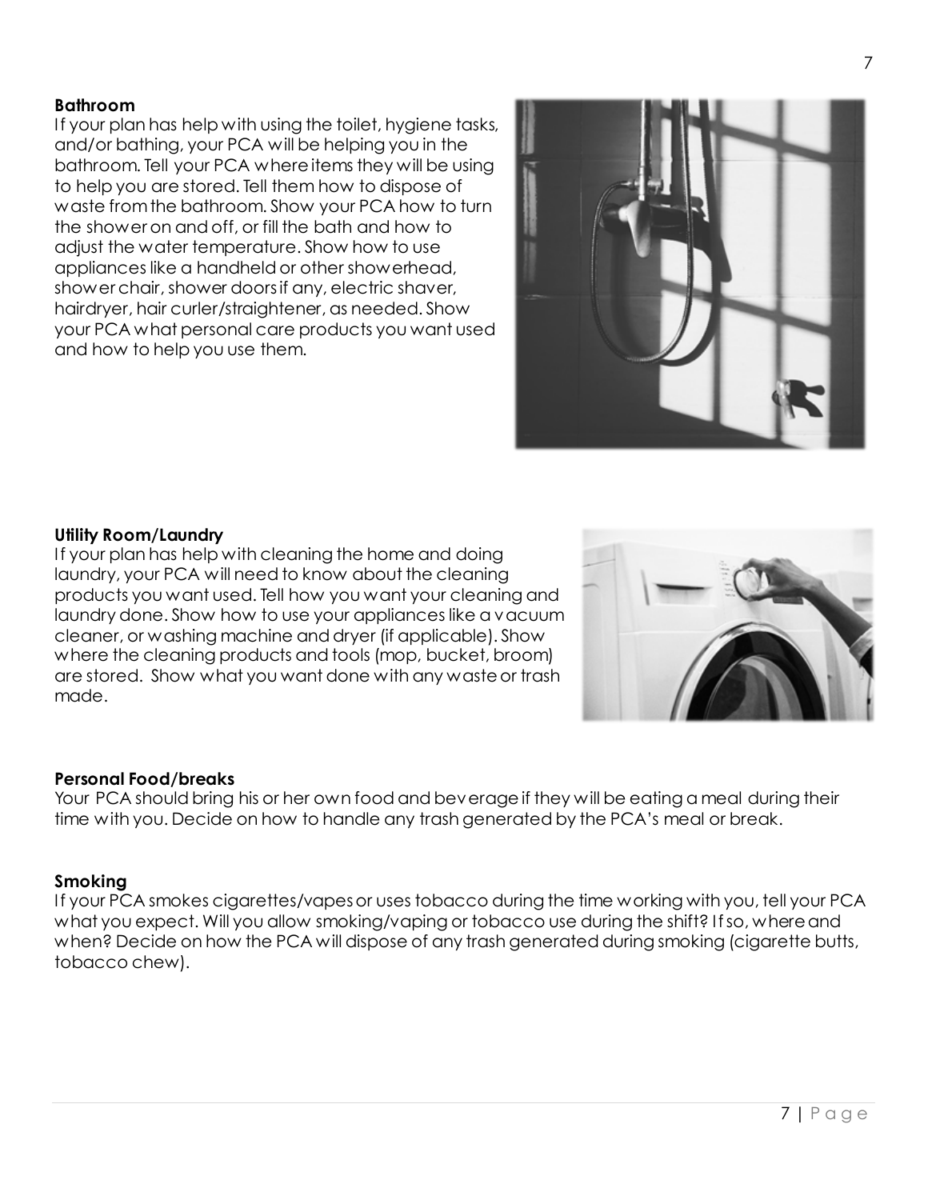**Bathroom**

If your plan has help with using the toilet, hygiene tasks, and/or bathing, your PCA will be helping you in the bathroom. Tell your PCA where items they will be using to help you are stored. Tell them how to dispose of waste from the bathroom. Show your PCA how to turn the shower on and off, or fill the bath and how to adjust the water temperature. Show how to use appliances like a handheld or other showerhead, shower chair, shower doors if any, electric shaver, hairdryer, hair curler/straightener, as needed. Show your PCA what personal care products you want used and how to help you use them.

**Utility Room/Laundry**

If your plan has help with cleaning the home and doing laundry, your PCA will need to know about the cleaning products you want used. Tell how you want your cleaning and laundry done. Show how to use your appliances like a vacuum cleaner, or washing machine and dryer (if applicable). Show where the cleaning products and tools (mop, bucket, broom) are stored. Show what you want done with any waste or trash made.

**Personal Food/breaks**

Your PCA should bring his or her own food and beverage if they will be eating a meal during their time with you. Decide on how to handle any trash generated by the PCA's meal or break.

**Smoking**

If your PCA smokes cigarettes/vapes or uses tobacco during the time working with you, tell your PCA what you expect. Will you allow smoking/vaping or tobacco use during the shift? If so, where and when? Decide on how the PCA will dispose of any trash generated during smoking (cigarette butts, tobacco chew).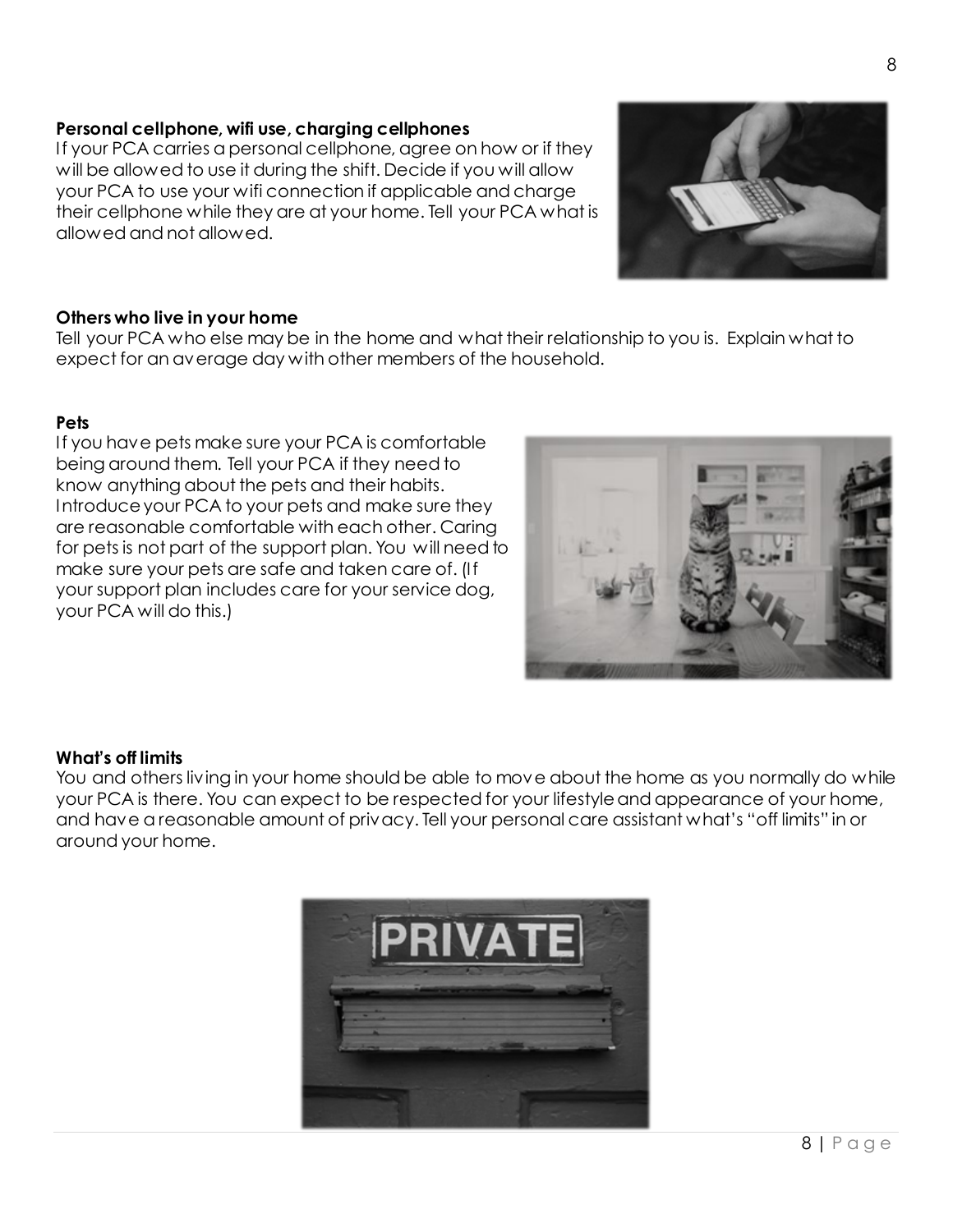**Personal cellphone, wifi use, charging cellphones**

If your PCA carries a personal cellphone, agree on how or if they will be allowed to use it during the shift. Decide if you will allow your PCA to use your wifi connection if applicable and charge their cellphone while they are at your home. Tell your PCA what is allowed and not allowed.

**Others who live in your home**

Tell your PCA who else may be in the home and what their relationship to you is. Explain what to expect for an average day with other members of the household.

**Pets**

If you have pets make sure your PCA is comfortable being around them. Tell your PCA if they need to know anything about the pets and their habits. Introduce your PCA to your pets and make sure they are reasonable comfortable with each other. Caring for pets is not part of the support plan. You will need to make sure your pets are safe and taken care of. (If your support plan includes care for your service dog, your PCA will do this.)

**What's off limits**

You and others living in your home should be able to move about the home as you normally do while your PCA is there. You can expect to be respected for your lifestyle and appearance of your home, and have a reasonable amount of privacy. Tell your personal care assistant what's "off limits" in or around your home.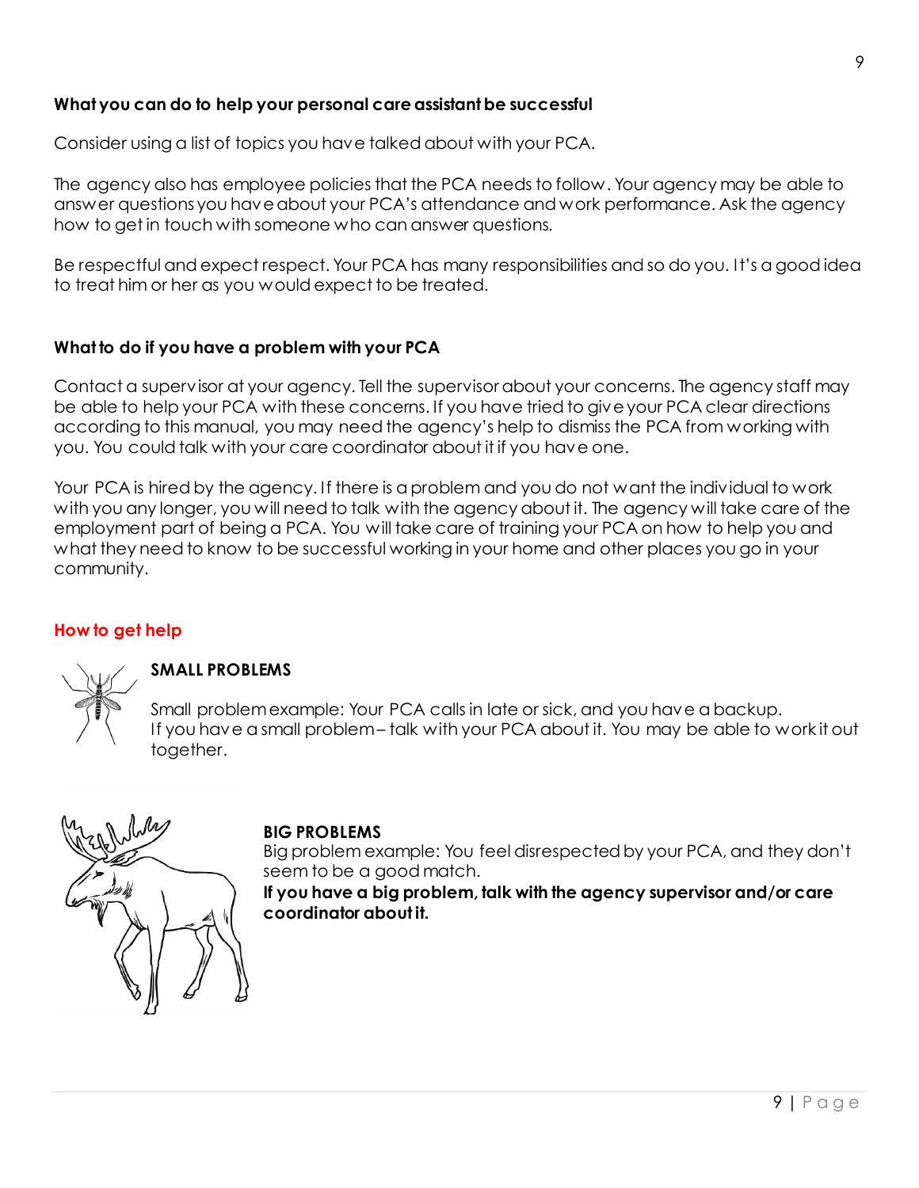### What you can do to help your personal care assistant be successful

Consider using a list of topics you have talked about with your PCA.

The agency also has employee policies that the PCA needs to follow. Your agency may be able to answer questions you have about your PCA's attendance and work performance. Ask the agency how to get in touch with someone who can answer questions.

Be respectful and expect respect. Your PCA has many responsibilities and so do you. It's a good idea to treat him or her as you would expect to be treated.

### What to do if you have a problem with your PCA

Contact a supervisor at your agency. Tell the supervisor about your concerns. The agency staff may be able to help your PCA with these concerns. If you have tried to give your PCA clear directions according to this manual, you may need the agency's help to dismiss the PCA from working with you. You could talk with your care coordinator about it if you have one.

Your PCA is hired by the agency. If there is a problem and you do not want the individual to work with you any longer, you will need to talk with the agency about it. The agency will take care of the employment part of being a PCA. You will take care of training your PCA on how to help you and what they need to know to be successful working in your home and other places you go in your community.

### How to get help

**SMALL PROBLEMS**

Small problem example: Your PCA calls in late or sick, and you have a backup.
If you have a small problem – talk with your PCA about it. You may be able to work it out together.

**BIG PROBLEMS**

Big problem example: You feel disrespected by your PCA, and they don't seem to be a good match.

**If you have a big problem, talk with the agency supervisor and/or care coordinator about it.**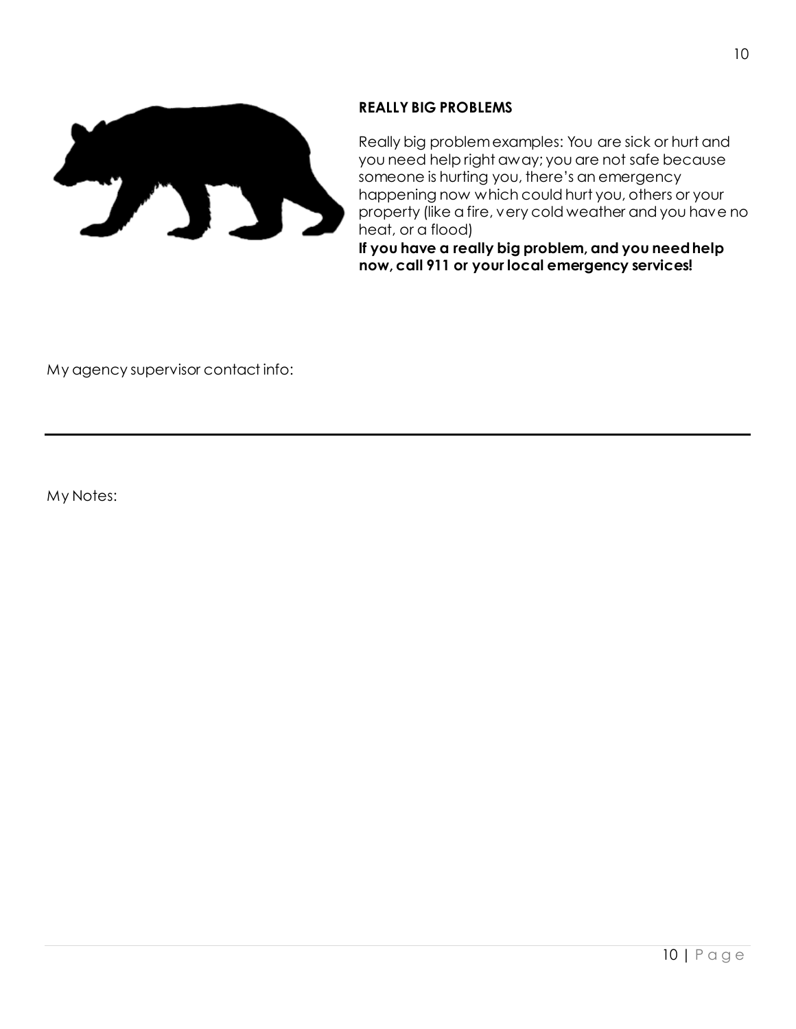### REALLY BIG PROBLEMS

Really big problem examples: You are sick or hurt and you need help right away; you are not safe because someone is hurting you, there's an emergency happening now which could hurt you, others or your property (like a fire, very cold weather and you have no heat, or a flood)

**If you have a really big problem, and you need help now, call 911 or your local emergency services!**

My agency supervisor contact info:

---

My Notes: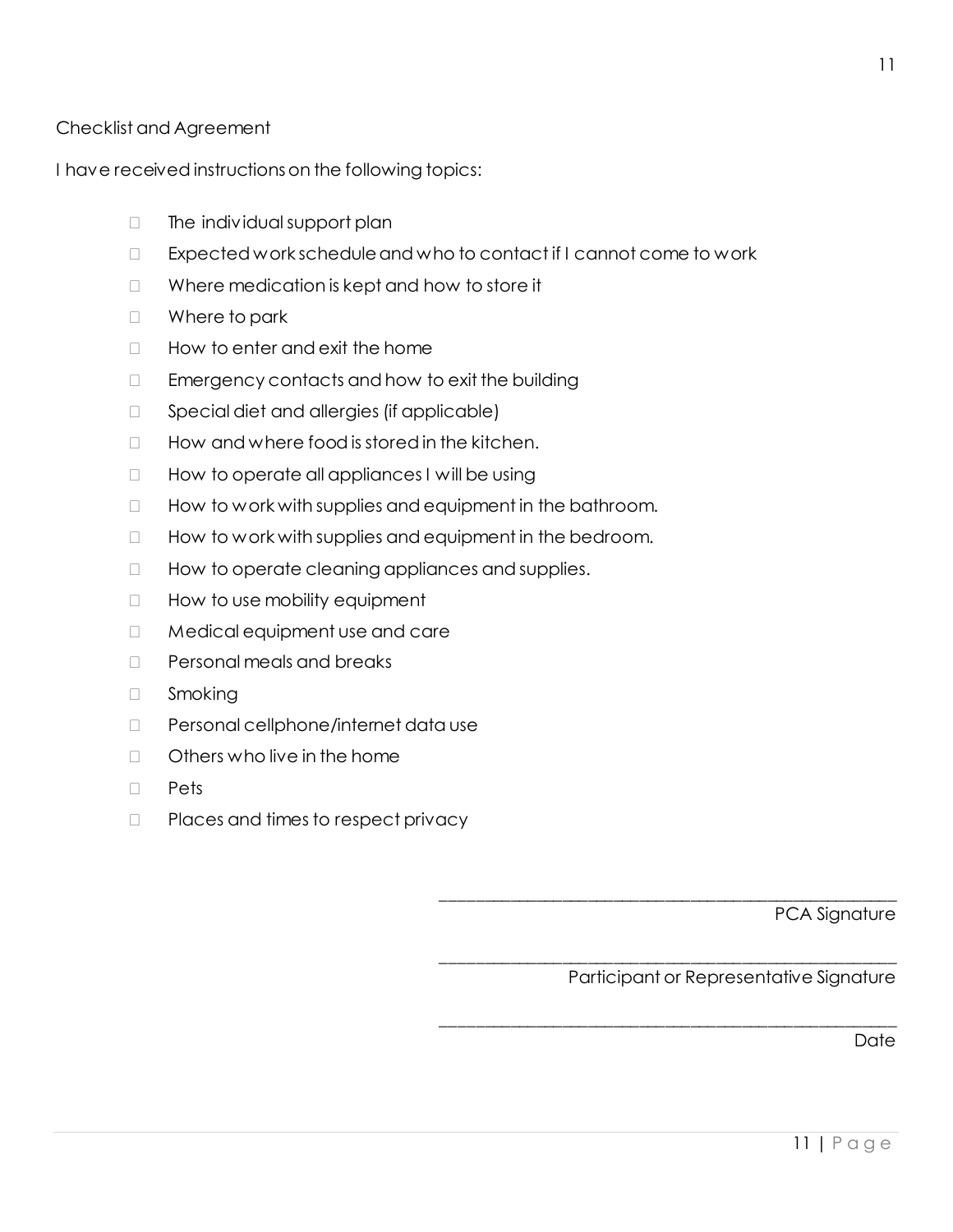Checklist and Agreement

I have received instructions on the following topics:

- [ ] The individual support plan
- [ ] Expected work schedule and who to contact if I cannot come to work
- [ ] Where medication is kept and how to store it
- [ ] Where to park
- [ ] How to enter and exit the home
- [ ] Emergency contacts and how to exit the building
- [ ] Special diet and allergies (if applicable)
- [ ] How and where food is stored in the kitchen.
- [ ] How to operate all appliances I will be using
- [ ] How to work with supplies and equipment in the bathroom.
- [ ] How to work with supplies and equipment in the bedroom.
- [ ] How to operate cleaning appliances and supplies.
- [ ] How to use mobility equipment
- [ ] Medical equipment use and care
- [ ] Personal meals and breaks
- [ ] Smoking
- [ ] Personal cellphone/internet data use
- [ ] Others who live in the home
- [ ] Pets
- [ ] Places and times to respect privacy

\_\_\_\_\_\_\_\_\_\_\_\_\_\_\_\_\_\_\_\_\_\_\_\_\_\_\_\_\_\_\_\_\_\_\_\_\_\_\_\_\_\_\_\_\_\_\_\_

PCA Signature

\_\_\_\_\_\_\_\_\_\_\_\_\_\_\_\_\_\_\_\_\_\_\_\_\_\_\_\_\_\_\_\_\_\_\_\_\_\_\_\_\_\_\_\_\_\_\_\_

Participant or Representative Signature

\_\_\_\_\_\_\_\_\_\_\_\_\_\_\_\_\_\_\_\_\_\_\_\_\_\_\_\_\_\_\_\_\_\_\_\_\_\_\_\_\_\_\_\_\_\_\_\_

Date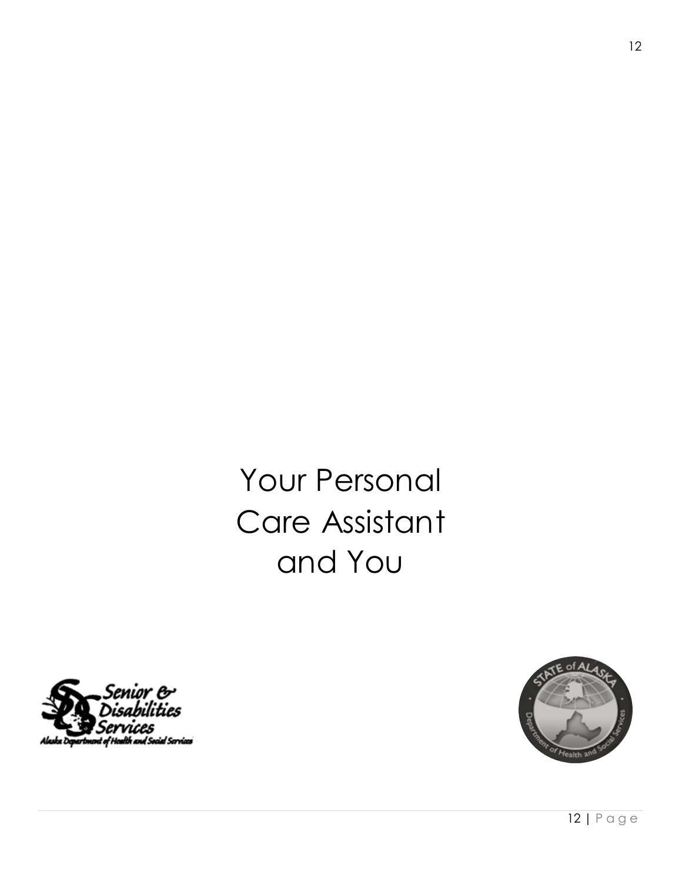# Your Personal Care Assistant and You

Senior & Disabilities Services

Alaska Department of Health and Social Services

STATE of ALASKA

Department of Health and Social Services